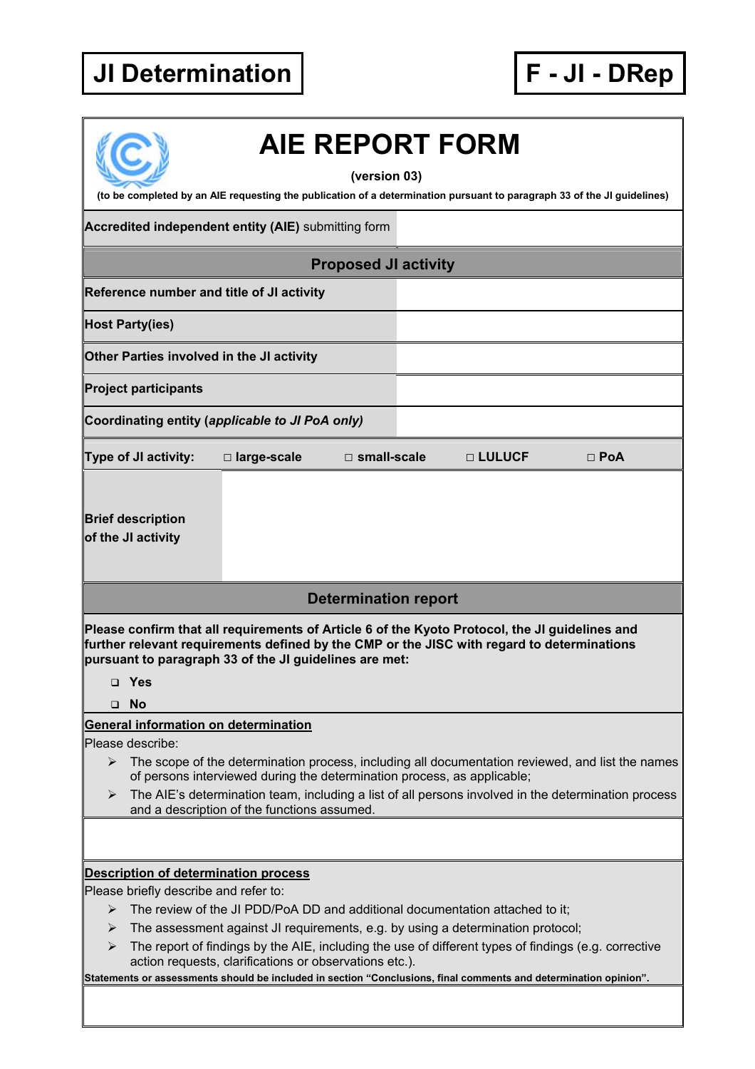# JI Determination

**F - JI - DRep**

# AIE REPORT FORM

**(version 03)**

**(to be completed by an AIE requesting the publication of a determination pursuant to paragraph 33 of the JI guidelines)**

| **Accredited independent entity (AIE)** submitting form | |
|---|---|

## Proposed JI activity

| | |
|---|---|
| **Reference number and title of JI activity** | |
| **Host Party(ies)** | |
| **Other Parties involved in the JI activity** | |
| **Project participants** | |
| **Coordinating entity (*applicable to JI PoA only)*** | |

| **Type of JI activity:** | **□ large-scale** | **□ small-scale** | **□ LULUCF** | **□ PoA** |
|---|---|---|---|---|

| | |
|---|---|
| **Brief description of the JI activity** | |

## Determination report

**Please confirm that all requirements of Article 6 of the Kyoto Protocol, the JI guidelines and further relevant requirements defined by the CMP or the JISC with regard to determinations pursuant to paragraph 33 of the JI guidelines are met:**

- ❑ **Yes**
- ❑ **No**

**General information on determination**

Please describe:

- The scope of the determination process, including all documentation reviewed, and list the names of persons interviewed during the determination process, as applicable;
- The AIE's determination team, including a list of all persons involved in the determination process and a description of the functions assumed.

**Description of determination process**

Please briefly describe and refer to:

- The review of the JI PDD/PoA DD and additional documentation attached to it;
- The assessment against JI requirements, e.g. by using a determination protocol;
- The report of findings by the AIE, including the use of different types of findings (e.g. corrective action requests, clarifications or observations etc.).

**Statements or assessments should be included in section "Conclusions, final comments and determination opinion".**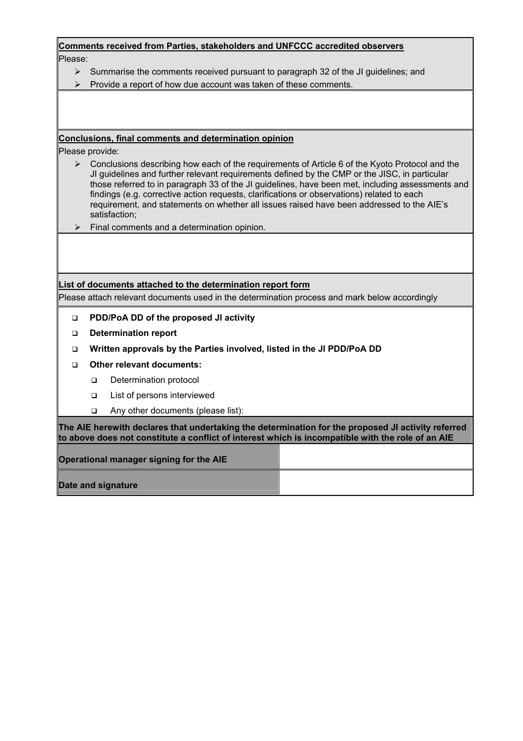**Comments received from Parties, stakeholders and UNFCCC accredited observers**

Please:

- Summarise the comments received pursuant to paragraph 32 of the JI guidelines; and
- Provide a report of how due account was taken of these comments.

**Conclusions, final comments and determination opinion**

Please provide:

- Conclusions describing how each of the requirements of Article 6 of the Kyoto Protocol and the JI guidelines and further relevant requirements defined by the CMP or the JISC, in particular those referred to in paragraph 33 of the JI guidelines, have been met, including assessments and findings (e.g. corrective action requests, clarifications or observations) related to each requirement, and statements on whether all issues raised have been addressed to the AIE's satisfaction;
- Final comments and a determination opinion.

**List of documents attached to the determination report form**

Please attach relevant documents used in the determination process and mark below accordingly

- ❑ **PDD/PoA DD of the proposed JI activity**
- ❑ **Determination report**
- ❑ **Written approvals by the Parties involved, listed in the JI PDD/PoA DD**
- ❑ **Other relevant documents:**
  - ❑ Determination protocol
  - ❑ List of persons interviewed
  - ❑ Any other documents (please list):

**The AIE herewith declares that undertaking the determination for the proposed JI activity referred to above does not constitute a conflict of interest which is incompatible with the role of an AIE**

| | |
|---|---|
| **Operational manager signing for the AIE** | |
| **Date and signature** | |